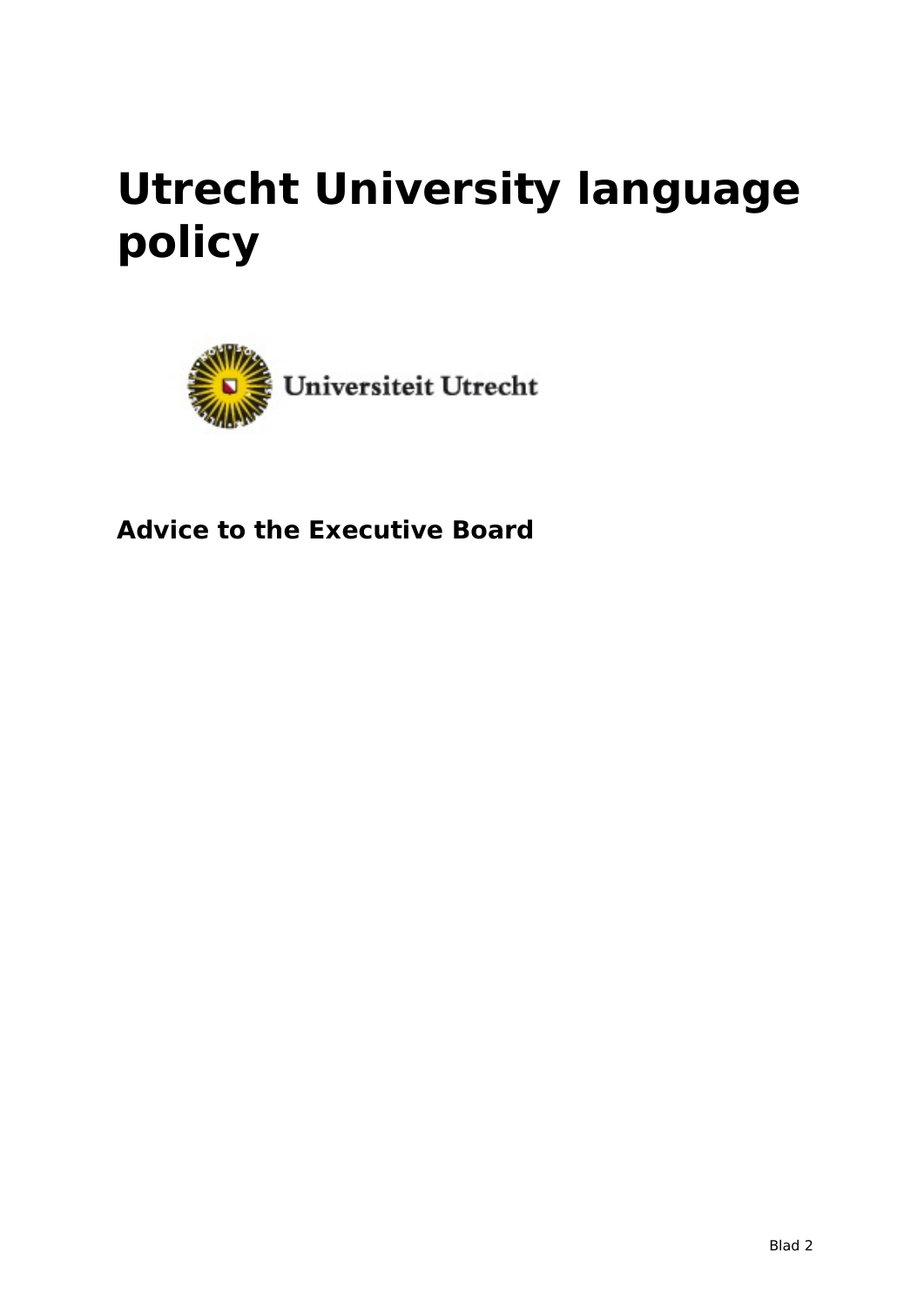# Utrecht University language policy

Universiteit Utrecht

**Advice to the Executive Board**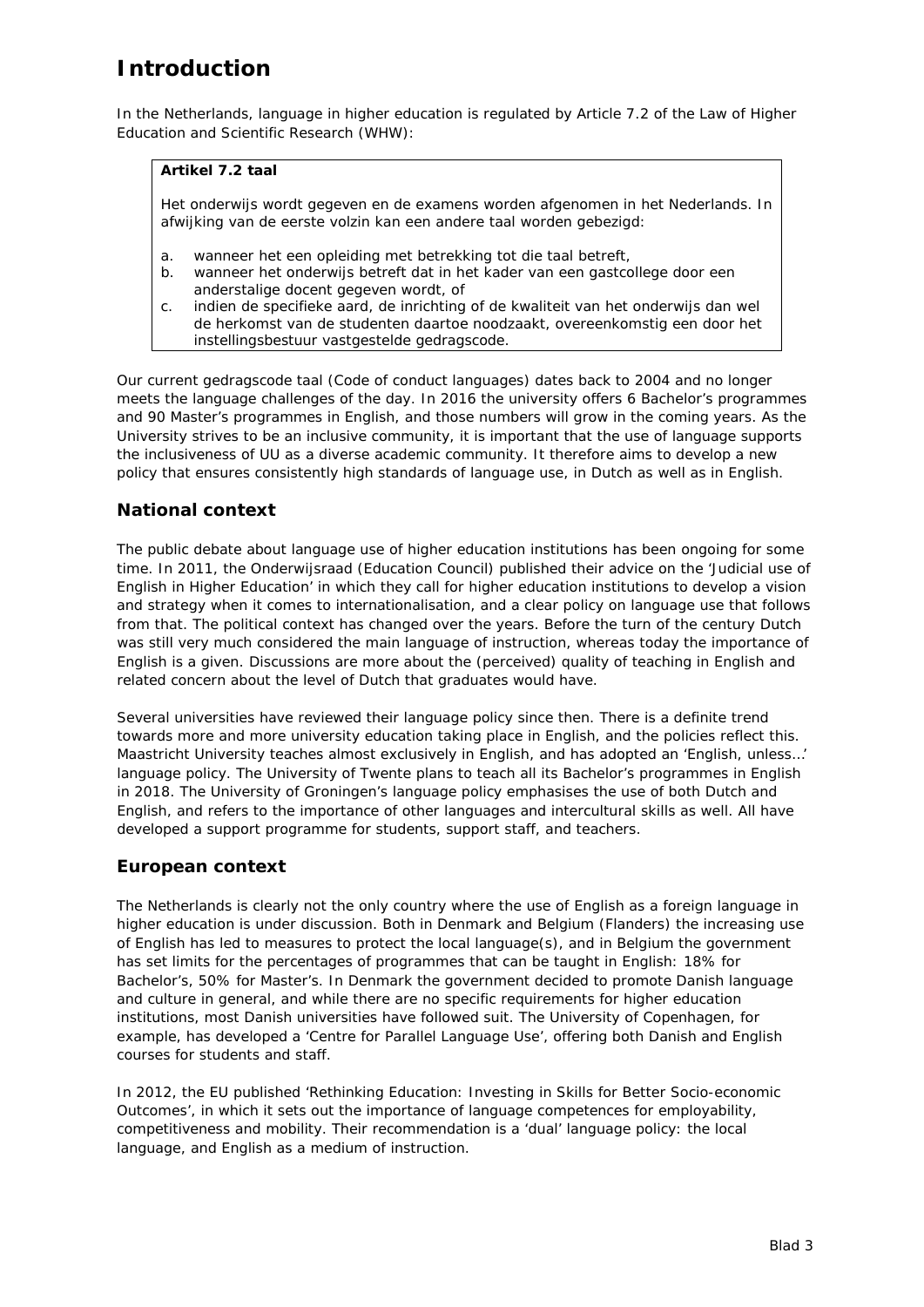# Introduction

In the Netherlands, language in higher education is regulated by Article 7.2 of the Law of Higher Education and Scientific Research (WHW):

> **Artikel 7.2 taal**
>
> Het onderwijs wordt gegeven en de examens worden afgenomen in het Nederlands. In afwijking van de eerste volzin kan een andere taal worden gebezigd:
>
> a. wanneer het een opleiding met betrekking tot die taal betreft,
> b. wanneer het onderwijs betreft dat in het kader van een gastcollege door een anderstalige docent gegeven wordt, of
> c. indien de specifieke aard, de inrichting of de kwaliteit van het onderwijs dan wel de herkomst van de studenten daartoe noodzaakt, overeenkomstig een door het instellingsbestuur vastgestelde gedragscode.

Our current gedragscode taal (Code of conduct languages) dates back to 2004 and no longer meets the language challenges of the day. In 2016 the university offers 6 Bachelor's programmes and 90 Master's programmes in English, and those numbers will grow in the coming years. As the University strives to be an inclusive community, it is important that the use of language supports the inclusiveness of UU as a diverse academic community. It therefore aims to develop a new policy that ensures consistently high standards of language use, in Dutch as well as in English.

## National context

The public debate about language use of higher education institutions has been ongoing for some time. In 2011, the Onderwijsraad (Education Council) published their advice on the 'Judicial use of English in Higher Education' in which they call for higher education institutions to develop a vision and strategy when it comes to internationalisation, and a clear policy on language use that follows from that. The political context has changed over the years. Before the turn of the century Dutch was still very much considered the main language of instruction, whereas today the importance of English is a given. Discussions are more about the (perceived) quality of teaching in English and related concern about the level of Dutch that graduates would have.

Several universities have reviewed their language policy since then. There is a definite trend towards more and more university education taking place in English, and the policies reflect this. Maastricht University teaches almost exclusively in English, and has adopted an 'English, unless…' language policy. The University of Twente plans to teach all its Bachelor's programmes in English in 2018. The University of Groningen's language policy emphasises the use of both Dutch and English, and refers to the importance of other languages and intercultural skills as well. All have developed a support programme for students, support staff, and teachers.

## European context

The Netherlands is clearly not the only country where the use of English as a foreign language in higher education is under discussion. Both in Denmark and Belgium (Flanders) the increasing use of English has led to measures to protect the local language(s), and in Belgium the government has set limits for the percentages of programmes that can be taught in English: 18% for Bachelor's, 50% for Master's. In Denmark the government decided to promote Danish language and culture in general, and while there are no specific requirements for higher education institutions, most Danish universities have followed suit. The University of Copenhagen, for example, has developed a 'Centre for Parallel Language Use', offering both Danish and English courses for students and staff.

In 2012, the EU published 'Rethinking Education: Investing in Skills for Better Socio-economic Outcomes', in which it sets out the importance of language competences for employability, competitiveness and mobility. Their recommendation is a 'dual' language policy: the local language, and English as a medium of instruction.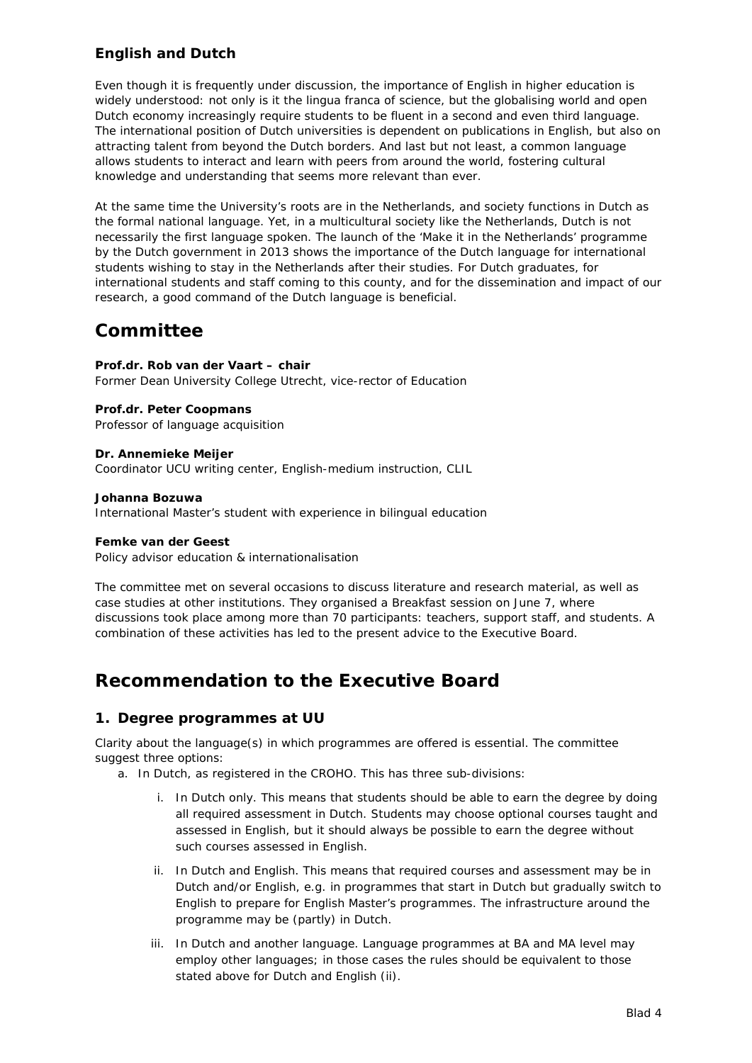### English and Dutch

Even though it is frequently under discussion, the importance of English in higher education is widely understood: not only is it the lingua franca of science, but the globalising world and open Dutch economy increasingly require students to be fluent in a second and even third language. The international position of Dutch universities is dependent on publications in English, but also on attracting talent from beyond the Dutch borders. And last but not least, a common language allows students to interact and learn with peers from around the world, fostering cultural knowledge and understanding that seems more relevant than ever.

At the same time the University's roots are in the Netherlands, and society functions in Dutch as the formal national language. Yet, in a multicultural society like the Netherlands, Dutch is not necessarily the first language spoken. The launch of the 'Make it in the Netherlands' programme by the Dutch government in 2013 shows the importance of the Dutch language for international students wishing to stay in the Netherlands after their studies. For Dutch graduates, for international students and staff coming to this county, and for the dissemination and impact of our research, a good command of the Dutch language is beneficial.

## Committee

**Prof.dr. Rob van der Vaart – chair**
Former Dean University College Utrecht, vice-rector of Education

**Prof.dr. Peter Coopmans**
Professor of language acquisition

**Dr. Annemieke Meijer**
Coordinator UCU writing center, English-medium instruction, CLIL

**Johanna Bozuwa**
International Master's student with experience in bilingual education

**Femke van der Geest**
Policy advisor education & internationalisation

The committee met on several occasions to discuss literature and research material, as well as case studies at other institutions. They organised a Breakfast session on June 7, where discussions took place among more than 70 participants: teachers, support staff, and students. A combination of these activities has led to the present advice to the Executive Board.

## Recommendation to the Executive Board

### 1. Degree programmes at UU

Clarity about the language(s) in which programmes are offered is essential. The committee suggest three options:

a. In Dutch, as registered in the CROHO. This has three sub-divisions:

   i. In Dutch only. This means that students should be able to earn the degree by doing all required assessment in Dutch. Students may choose optional courses taught and assessed in English, but it should always be possible to earn the degree without such courses assessed in English.

   ii. In Dutch and English. This means that required courses and assessment may be in Dutch and/or English, e.g. in programmes that start in Dutch but gradually switch to English to prepare for English Master's programmes. The infrastructure around the programme may be (partly) in Dutch.

   iii. In Dutch and another language. Language programmes at BA and MA level may employ other languages; in those cases the rules should be equivalent to those stated above for Dutch and English (ii).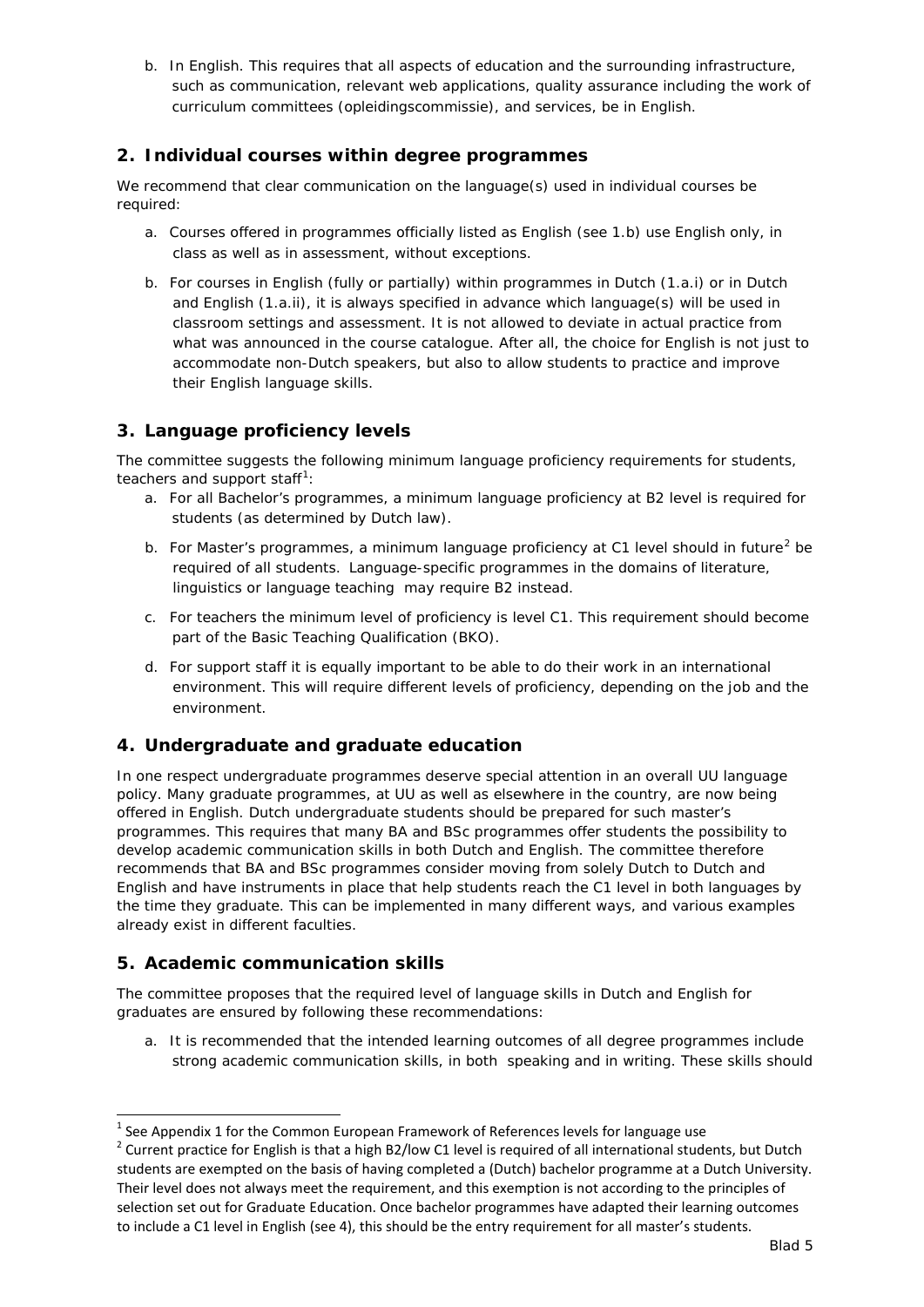b. In English. This requires that all aspects of education and the surrounding infrastructure, such as communication, relevant web applications, quality assurance including the work of curriculum committees (opleidingscommissie), and services, be in English.

## 2. Individual courses within degree programmes

We recommend that clear communication on the language(s) used in individual courses be required:

a. Courses offered in programmes officially listed as English (see 1.b) use English only, in class as well as in assessment, without exceptions.

b. For courses in English (fully or partially) within programmes in Dutch (1.a.i) or in Dutch and English (1.a.ii), it is always specified in advance which language(s) will be used in classroom settings and assessment. It is not allowed to deviate in actual practice from what was announced in the course catalogue. After all, the choice for English is not just to accommodate non-Dutch speakers, but also to allow students to practice and improve their English language skills.

## 3. Language proficiency levels

The committee suggests the following minimum language proficiency requirements for students, teachers and support staff[1]:

a. For all Bachelor's programmes, a minimum language proficiency at B2 level is required for students (as determined by Dutch law).

b. For Master's programmes, a minimum language proficiency at C1 level should in future[2] be required of all students. Language-specific programmes in the domains of literature, linguistics or language teaching may require B2 instead.

c. For teachers the minimum level of proficiency is level C1. This requirement should become part of the Basic Teaching Qualification (BKO).

d. For support staff it is equally important to be able to do their work in an international environment. This will require different levels of proficiency, depending on the job and the environment.

## 4. Undergraduate and graduate education

In one respect undergraduate programmes deserve special attention in an overall UU language policy. Many graduate programmes, at UU as well as elsewhere in the country, are now being offered in English. Dutch undergraduate students should be prepared for such master's programmes. This requires that many BA and BSc programmes offer students the possibility to develop academic communication skills in both Dutch and English. The committee therefore recommends that BA and BSc programmes consider moving from solely Dutch to Dutch and English and have instruments in place that help students reach the C1 level in both languages by the time they graduate. This can be implemented in many different ways, and various examples already exist in different faculties.

## 5. Academic communication skills

The committee proposes that the required level of language skills in Dutch and English for graduates are ensured by following these recommendations:

a. It is recommended that the intended learning outcomes of all degree programmes include strong academic communication skills, in both speaking and in writing. These skills should

---

[1] See Appendix 1 for the Common European Framework of References levels for language use

[2] Current practice for English is that a high B2/low C1 level is required of all international students, but Dutch students are exempted on the basis of having completed a (Dutch) bachelor programme at a Dutch University. Their level does not always meet the requirement, and this exemption is not according to the principles of selection set out for Graduate Education. Once bachelor programmes have adapted their learning outcomes to include a C1 level in English (see 4), this should be the entry requirement for all master's students.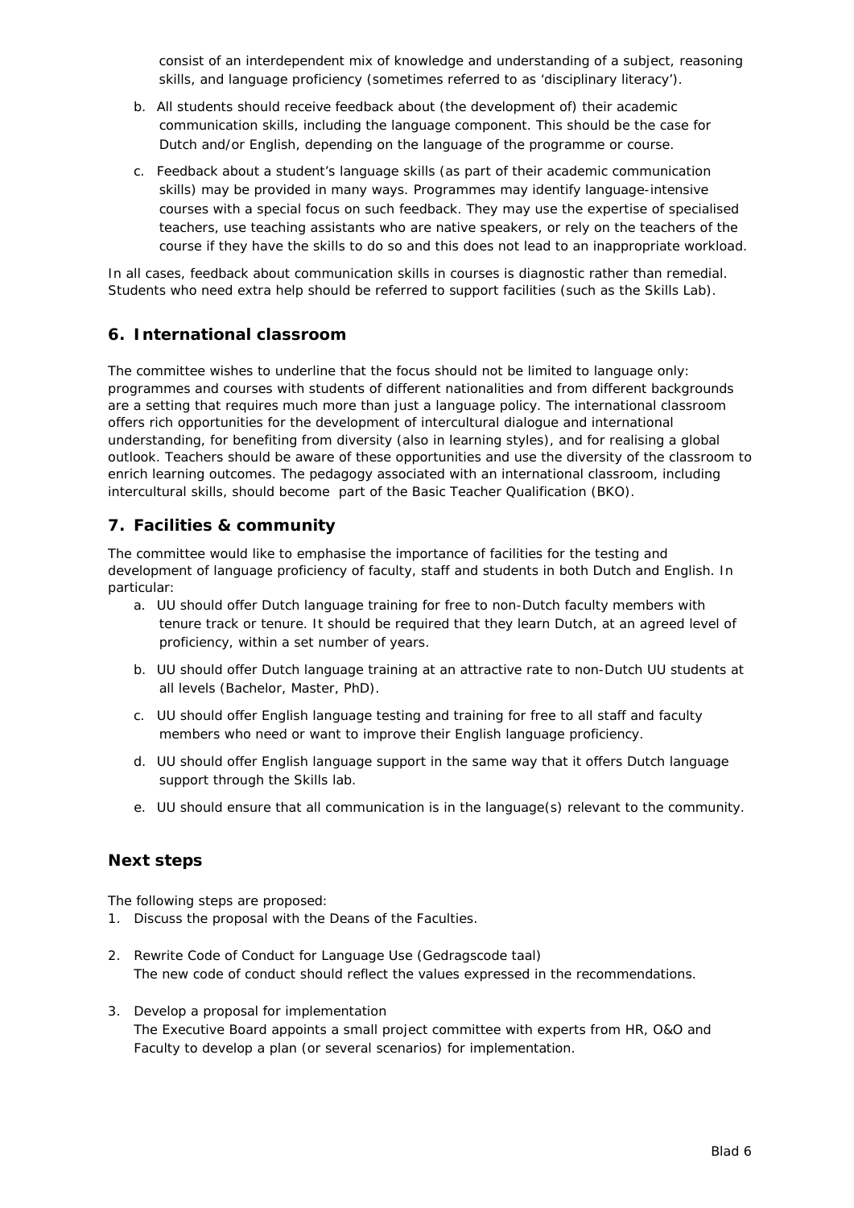consist of an interdependent mix of knowledge and understanding of a subject, reasoning skills, and language proficiency (sometimes referred to as 'disciplinary literacy').

b. All students should receive feedback about (the development of) their academic communication skills, including the language component. This should be the case for Dutch and/or English, depending on the language of the programme or course.

c. Feedback about a student's language skills (as part of their academic communication skills) may be provided in many ways. Programmes may identify language-intensive courses with a special focus on such feedback. They may use the expertise of specialised teachers, use teaching assistants who are native speakers, or rely on the teachers of the course if they have the skills to do so and this does not lead to an inappropriate workload.

In all cases, feedback about communication skills in courses is diagnostic rather than remedial. Students who need extra help should be referred to support facilities (such as the Skills Lab).

## 6. International classroom

The committee wishes to underline that the focus should not be limited to language only: programmes and courses with students of different nationalities and from different backgrounds are a setting that requires much more than just a language policy. The international classroom offers rich opportunities for the development of intercultural dialogue and international understanding, for benefiting from diversity (also in learning styles), and for realising a global outlook. Teachers should be aware of these opportunities and use the diversity of the classroom to enrich learning outcomes. The pedagogy associated with an international classroom, including intercultural skills, should become part of the Basic Teacher Qualification (BKO).

## 7. Facilities & community

The committee would like to emphasise the importance of facilities for the testing and development of language proficiency of faculty, staff and students in both Dutch and English. In particular:

a. UU should offer Dutch language training for free to non-Dutch faculty members with tenure track or tenure. It should be required that they learn Dutch, at an agreed level of proficiency, within a set number of years.

b. UU should offer Dutch language training at an attractive rate to non-Dutch UU students at all levels (Bachelor, Master, PhD).

c. UU should offer English language testing and training for free to all staff and faculty members who need or want to improve their English language proficiency.

d. UU should offer English language support in the same way that it offers Dutch language support through the Skills lab.

e. UU should ensure that all communication is in the language(s) relevant to the community.

## Next steps

The following steps are proposed:

1. Discuss the proposal with the Deans of the Faculties.

2. Rewrite Code of Conduct for Language Use (Gedragscode taal)
   The new code of conduct should reflect the values expressed in the recommendations.

3. Develop a proposal for implementation
   The Executive Board appoints a small project committee with experts from HR, O&O and Faculty to develop a plan (or several scenarios) for implementation.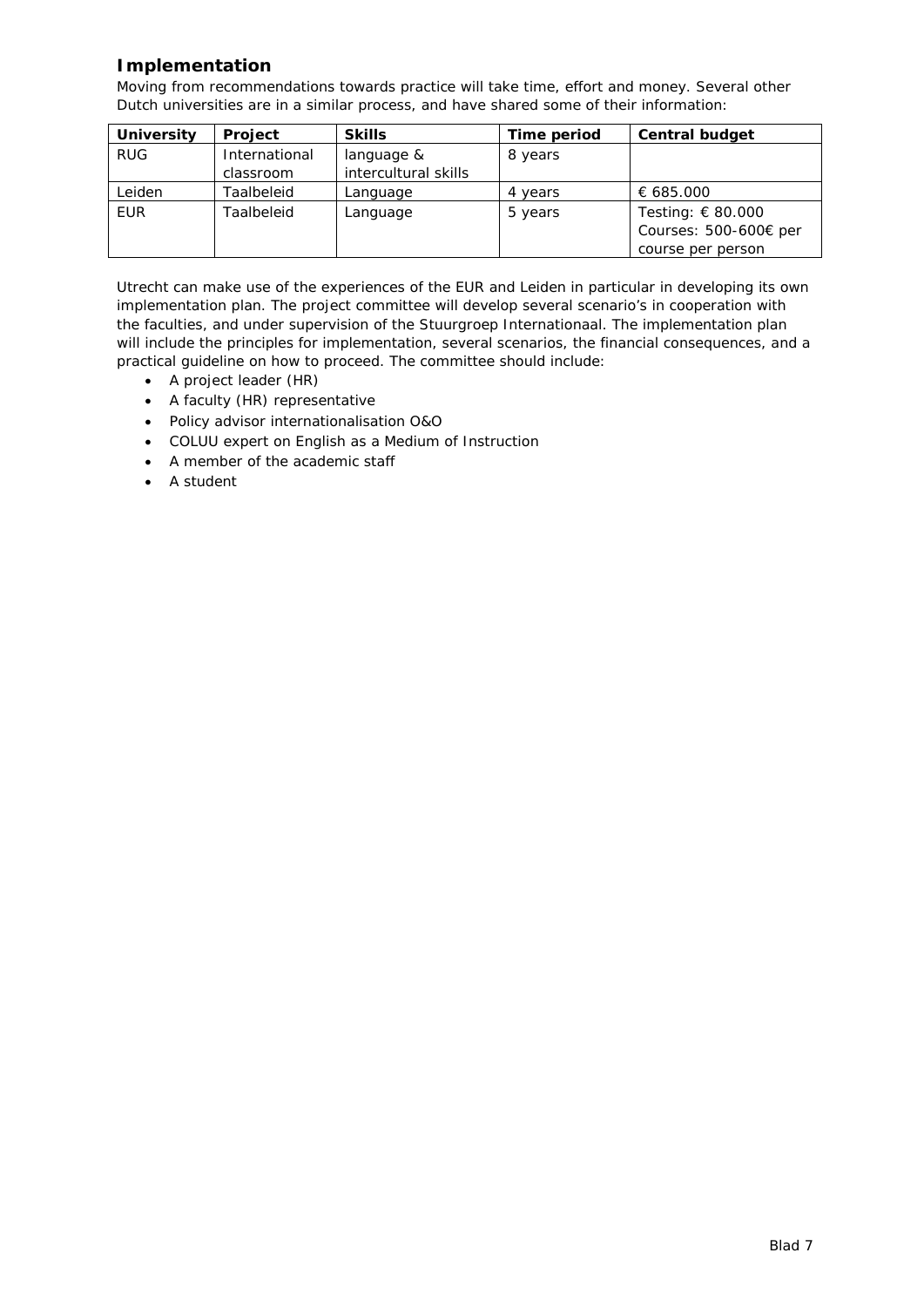## Implementation

Moving from recommendations towards practice will take time, effort and money. Several other Dutch universities are in a similar process, and have shared some of their information:

| University | Project | Skills | Time period | Central budget |
|---|---|---|---|---|
| RUG | International classroom | language & intercultural skills | 8 years | |
| Leiden | Taalbeleid | Language | 4 years | € 685.000 |
| EUR | Taalbeleid | Language | 5 years | Testing: € 80.000<br>Courses: 500-600€ per course per person |

Utrecht can make use of the experiences of the EUR and Leiden in particular in developing its own implementation plan. The project committee will develop several scenario's in cooperation with the faculties, and under supervision of the Stuurgroep Internationaal. The implementation plan will include the principles for implementation, several scenarios, the financial consequences, and a practical guideline on how to proceed. The committee should include:

- A project leader (HR)
- A faculty (HR) representative
- Policy advisor internationalisation O&O
- COLUU expert on English as a Medium of Instruction
- A member of the academic staff
- A student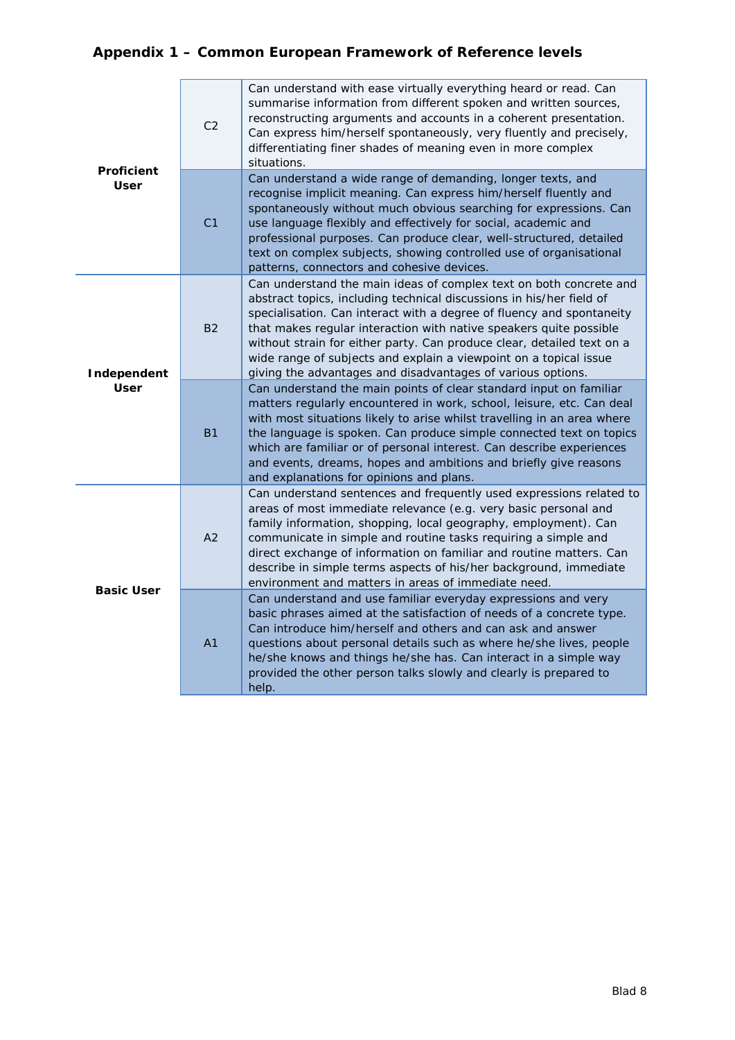## Appendix 1 – Common European Framework of Reference levels

| | | |
|---|---|---|
| **Proficient User** | C2 | Can understand with ease virtually everything heard or read. Can summarise information from different spoken and written sources, reconstructing arguments and accounts in a coherent presentation. Can express him/herself spontaneously, very fluently and precisely, differentiating finer shades of meaning even in more complex situations. |
| | C1 | Can understand a wide range of demanding, longer texts, and recognise implicit meaning. Can express him/herself fluently and spontaneously without much obvious searching for expressions. Can use language flexibly and effectively for social, academic and professional purposes. Can produce clear, well-structured, detailed text on complex subjects, showing controlled use of organisational patterns, connectors and cohesive devices. |
| **Independent User** | B2 | Can understand the main ideas of complex text on both concrete and abstract topics, including technical discussions in his/her field of specialisation. Can interact with a degree of fluency and spontaneity that makes regular interaction with native speakers quite possible without strain for either party. Can produce clear, detailed text on a wide range of subjects and explain a viewpoint on a topical issue giving the advantages and disadvantages of various options. |
| | B1 | Can understand the main points of clear standard input on familiar matters regularly encountered in work, school, leisure, etc. Can deal with most situations likely to arise whilst travelling in an area where the language is spoken. Can produce simple connected text on topics which are familiar or of personal interest. Can describe experiences and events, dreams, hopes and ambitions and briefly give reasons and explanations for opinions and plans. |
| **Basic User** | A2 | Can understand sentences and frequently used expressions related to areas of most immediate relevance (e.g. very basic personal and family information, shopping, local geography, employment). Can communicate in simple and routine tasks requiring a simple and direct exchange of information on familiar and routine matters. Can describe in simple terms aspects of his/her background, immediate environment and matters in areas of immediate need. |
| | A1 | Can understand and use familiar everyday expressions and very basic phrases aimed at the satisfaction of needs of a concrete type. Can introduce him/herself and others and can ask and answer questions about personal details such as where he/she lives, people he/she knows and things he/she has. Can interact in a simple way provided the other person talks slowly and clearly is prepared to help. |